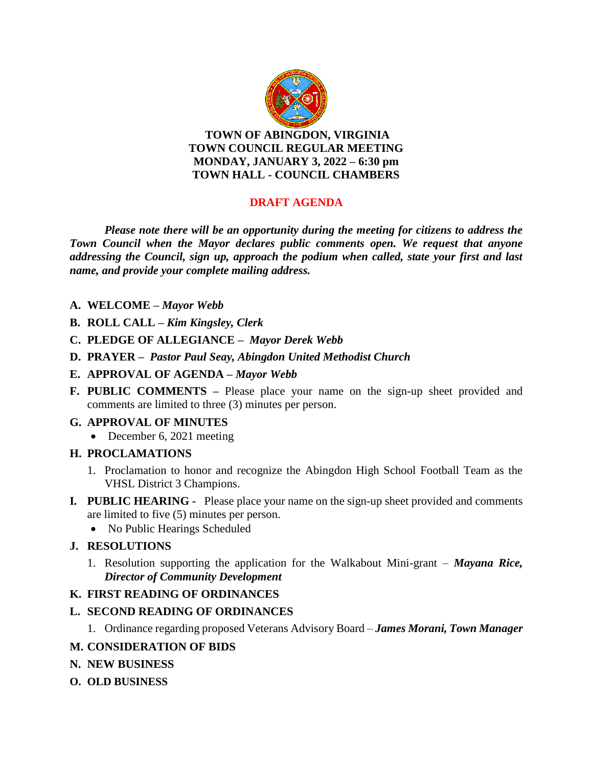**TOWN OF ABINGDON, VIRGINIA**
**TOWN COUNCIL REGULAR MEETING**
**MONDAY, JANUARY 3, 2022 – 6:30 pm**
**TOWN HALL - COUNCIL CHAMBERS**

**DRAFT AGENDA**

***Please note there will be an opportunity during the meeting for citizens to address the Town Council when the Mayor declares public comments open. We request that anyone addressing the Council, sign up, approach the podium when called, state your first and last name, and provide your complete mailing address.***

**A. WELCOME –** ***Mayor Webb***

**B. ROLL CALL –** ***Kim Kingsley, Clerk***

**C. PLEDGE OF ALLEGIANCE –** ***Mayor Derek Webb***

**D. PRAYER –** ***Pastor Paul Seay, Abingdon United Methodist Church***

**E. APPROVAL OF AGENDA –** ***Mayor Webb***

**F. PUBLIC COMMENTS –** Please place your name on the sign-up sheet provided and comments are limited to three (3) minutes per person.

**G. APPROVAL OF MINUTES**

- December 6, 2021 meeting

**H. PROCLAMATIONS**

1. Proclamation to honor and recognize the Abingdon High School Football Team as the VHSL District 3 Champions.

**I. PUBLIC HEARING -** Please place your name on the sign-up sheet provided and comments are limited to five (5) minutes per person.

- No Public Hearings Scheduled

**J. RESOLUTIONS**

1. Resolution supporting the application for the Walkabout Mini-grant – ***Mayana Rice, Director of Community Development***

**K. FIRST READING OF ORDINANCES**

**L. SECOND READING OF ORDINANCES**

1. Ordinance regarding proposed Veterans Advisory Board – ***James Morani, Town Manager***

**M. CONSIDERATION OF BIDS**

**N. NEW BUSINESS**

**O. OLD BUSINESS**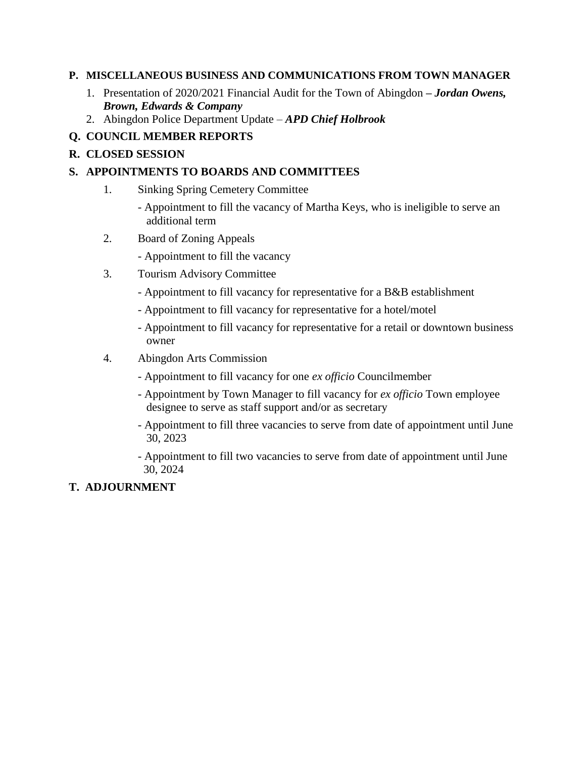**P. MISCELLANEOUS BUSINESS AND COMMUNICATIONS FROM TOWN MANAGER**

1. Presentation of 2020/2021 Financial Audit for the Town of Abingdon **–** ***Jordan Owens, Brown, Edwards & Company***
2. Abingdon Police Department Update – ***APD Chief Holbrook***

**Q. COUNCIL MEMBER REPORTS**

**R. CLOSED SESSION**

**S. APPOINTMENTS TO BOARDS AND COMMITTEES**

1. Sinking Spring Cemetery Committee
   - Appointment to fill the vacancy of Martha Keys, who is ineligible to serve an additional term
2. Board of Zoning Appeals
   - Appointment to fill the vacancy
3. Tourism Advisory Committee
   - Appointment to fill vacancy for representative for a B&B establishment
   - Appointment to fill vacancy for representative for a hotel/motel
   - Appointment to fill vacancy for representative for a retail or downtown business owner
4. Abingdon Arts Commission
   - Appointment to fill vacancy for one *ex officio* Councilmember
   - Appointment by Town Manager to fill vacancy for *ex officio* Town employee designee to serve as staff support and/or as secretary
   - Appointment to fill three vacancies to serve from date of appointment until June 30, 2023
   - Appointment to fill two vacancies to serve from date of appointment until June 30, 2024

**T. ADJOURNMENT**